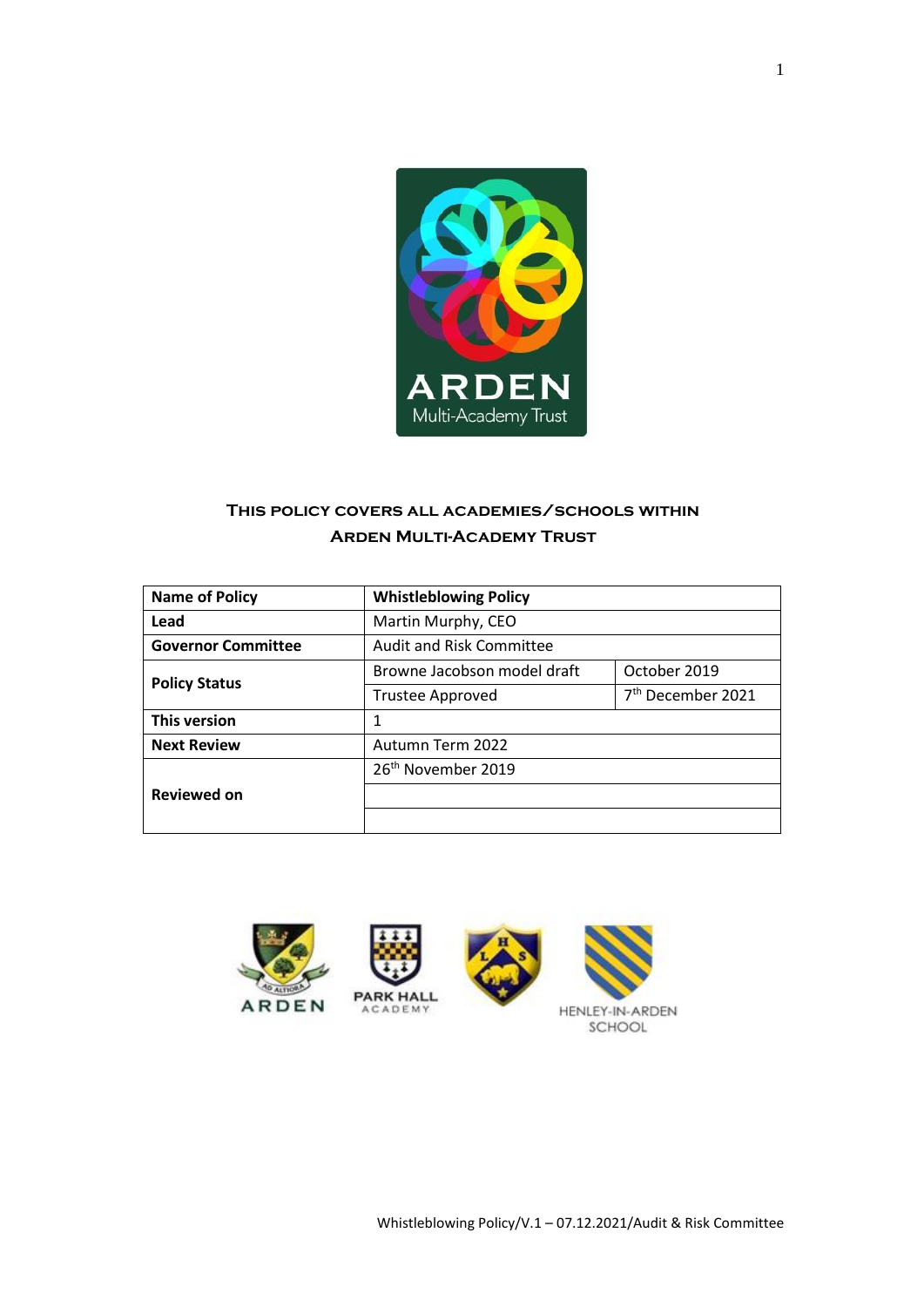## This policy covers all academies/schools within Arden Multi-Academy Trust

| Name of Policy | Whistleblowing Policy | |
|---|---|---|
| Lead | Martin Murphy, CEO | |
| Governor Committee | Audit and Risk Committee | |
| Policy Status | Browne Jacobson model draft | October 2019 |
| | Trustee Approved | 7th December 2021 |
| This version | 1 | |
| Next Review | Autumn Term 2022 | |
| Reviewed on | 26th November 2019 | |
| | | |
| | | |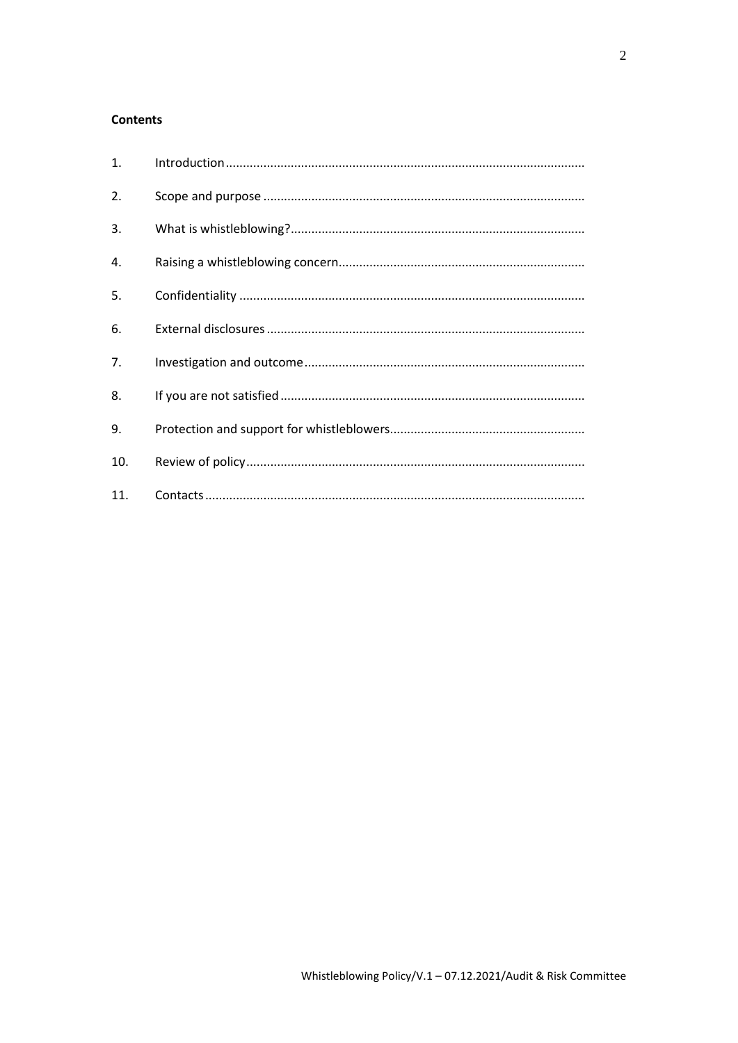**Contents**

1. Introduction
2. Scope and purpose
3. What is whistleblowing?
4. Raising a whistleblowing concern
5. Confidentiality
6. External disclosures
7. Investigation and outcome
8. If you are not satisfied
9. Protection and support for whistleblowers
10. Review of policy
11. Contacts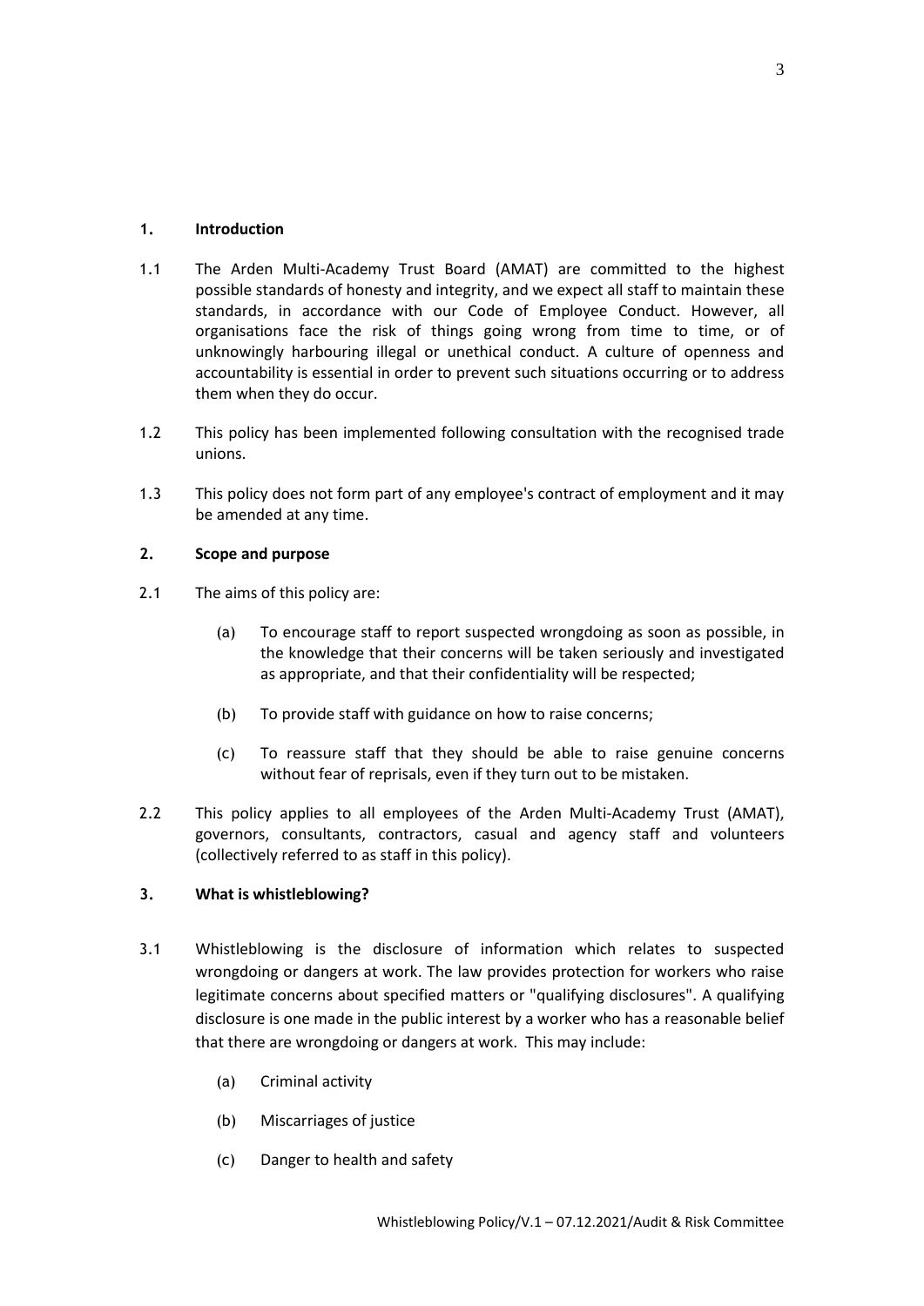## 1. Introduction

1.1 The Arden Multi-Academy Trust Board (AMAT) are committed to the highest possible standards of honesty and integrity, and we expect all staff to maintain these standards, in accordance with our Code of Employee Conduct. However, all organisations face the risk of things going wrong from time to time, or of unknowingly harbouring illegal or unethical conduct. A culture of openness and accountability is essential in order to prevent such situations occurring or to address them when they do occur.

1.2 This policy has been implemented following consultation with the recognised trade unions.

1.3 This policy does not form part of any employee's contract of employment and it may be amended at any time.

## 2. Scope and purpose

2.1 The aims of this policy are:

(a) To encourage staff to report suspected wrongdoing as soon as possible, in the knowledge that their concerns will be taken seriously and investigated as appropriate, and that their confidentiality will be respected;

(b) To provide staff with guidance on how to raise concerns;

(c) To reassure staff that they should be able to raise genuine concerns without fear of reprisals, even if they turn out to be mistaken.

2.2 This policy applies to all employees of the Arden Multi-Academy Trust (AMAT), governors, consultants, contractors, casual and agency staff and volunteers (collectively referred to as staff in this policy).

## 3. What is whistleblowing?

3.1 Whistleblowing is the disclosure of information which relates to suspected wrongdoing or dangers at work. The law provides protection for workers who raise legitimate concerns about specified matters or "qualifying disclosures". A qualifying disclosure is one made in the public interest by a worker who has a reasonable belief that there are wrongdoing or dangers at work. This may include:

(a) Criminal activity

(b) Miscarriages of justice

(c) Danger to health and safety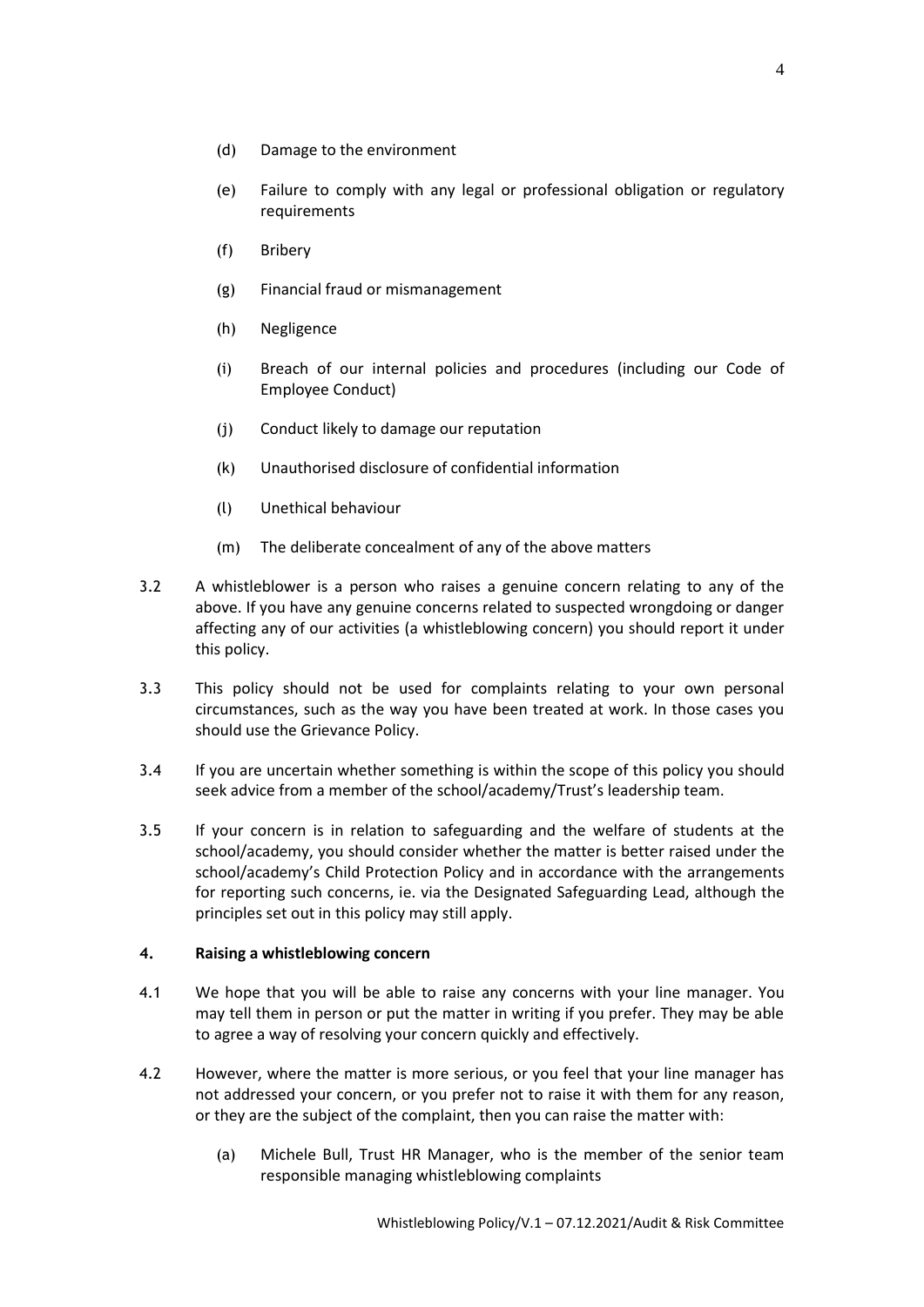(d) Damage to the environment

(e) Failure to comply with any legal or professional obligation or regulatory requirements

(f) Bribery

(g) Financial fraud or mismanagement

(h) Negligence

(i) Breach of our internal policies and procedures (including our Code of Employee Conduct)

(j) Conduct likely to damage our reputation

(k) Unauthorised disclosure of confidential information

(l) Unethical behaviour

(m) The deliberate concealment of any of the above matters

3.2 A whistleblower is a person who raises a genuine concern relating to any of the above. If you have any genuine concerns related to suspected wrongdoing or danger affecting any of our activities (a whistleblowing concern) you should report it under this policy.

3.3 This policy should not be used for complaints relating to your own personal circumstances, such as the way you have been treated at work. In those cases you should use the Grievance Policy.

3.4 If you are uncertain whether something is within the scope of this policy you should seek advice from a member of the school/academy/Trust's leadership team.

3.5 If your concern is in relation to safeguarding and the welfare of students at the school/academy, you should consider whether the matter is better raised under the school/academy's Child Protection Policy and in accordance with the arrangements for reporting such concerns, ie. via the Designated Safeguarding Lead, although the principles set out in this policy may still apply.

## 4. Raising a whistleblowing concern

4.1 We hope that you will be able to raise any concerns with your line manager. You may tell them in person or put the matter in writing if you prefer. They may be able to agree a way of resolving your concern quickly and effectively.

4.2 However, where the matter is more serious, or you feel that your line manager has not addressed your concern, or you prefer not to raise it with them for any reason, or they are the subject of the complaint, then you can raise the matter with:

(a) Michele Bull, Trust HR Manager, who is the member of the senior team responsible managing whistleblowing complaints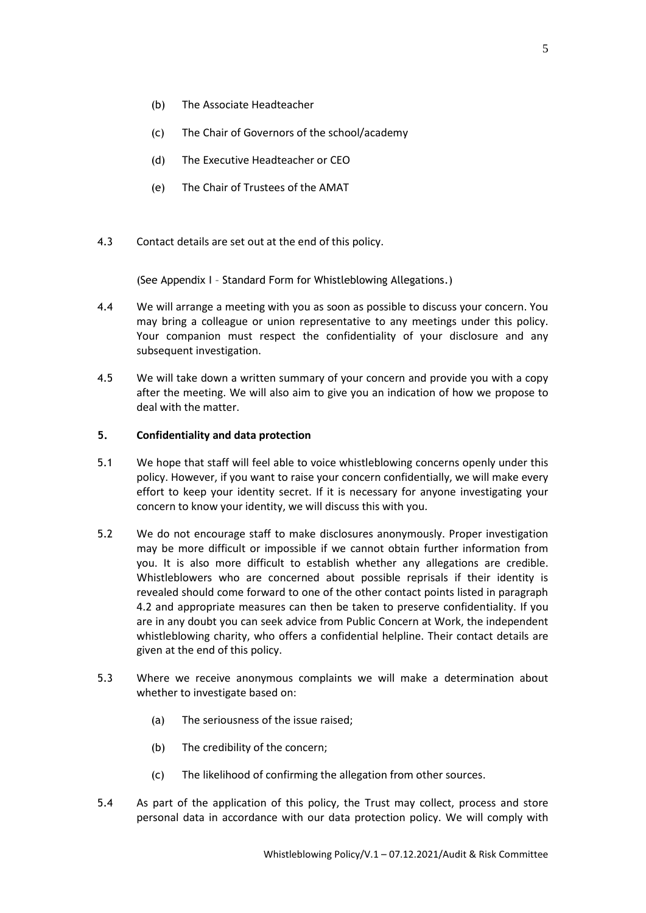(b) The Associate Headteacher

(c) The Chair of Governors of the school/academy

(d) The Executive Headteacher or CEO

(e) The Chair of Trustees of the AMAT

4.3 Contact details are set out at the end of this policy.

(See Appendix I – Standard Form for Whistleblowing Allegations.)

4.4 We will arrange a meeting with you as soon as possible to discuss your concern. You may bring a colleague or union representative to any meetings under this policy. Your companion must respect the confidentiality of your disclosure and any subsequent investigation.

4.5 We will take down a written summary of your concern and provide you with a copy after the meeting. We will also aim to give you an indication of how we propose to deal with the matter.

## 5. Confidentiality and data protection

5.1 We hope that staff will feel able to voice whistleblowing concerns openly under this policy. However, if you want to raise your concern confidentially, we will make every effort to keep your identity secret. If it is necessary for anyone investigating your concern to know your identity, we will discuss this with you.

5.2 We do not encourage staff to make disclosures anonymously. Proper investigation may be more difficult or impossible if we cannot obtain further information from you. It is also more difficult to establish whether any allegations are credible. Whistleblowers who are concerned about possible reprisals if their identity is revealed should come forward to one of the other contact points listed in paragraph 4.2 and appropriate measures can then be taken to preserve confidentiality. If you are in any doubt you can seek advice from Public Concern at Work, the independent whistleblowing charity, who offers a confidential helpline. Their contact details are given at the end of this policy.

5.3 Where we receive anonymous complaints we will make a determination about whether to investigate based on:

(a) The seriousness of the issue raised;

(b) The credibility of the concern;

(c) The likelihood of confirming the allegation from other sources.

5.4 As part of the application of this policy, the Trust may collect, process and store personal data in accordance with our data protection policy. We will comply with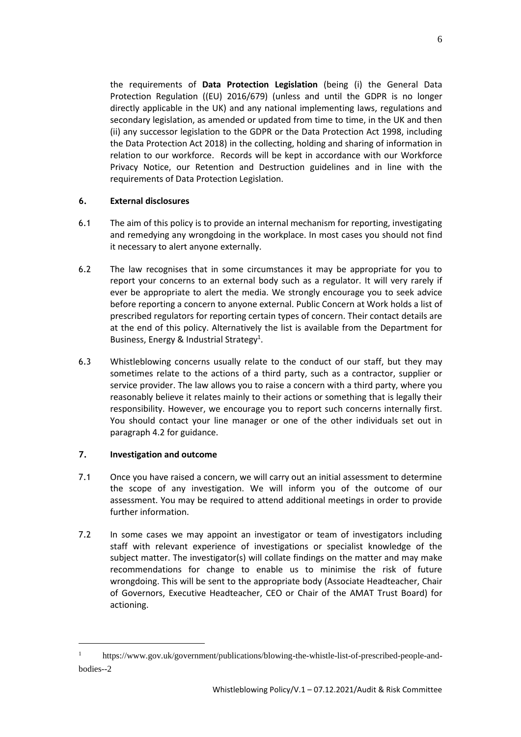the requirements of **Data Protection Legislation** (being (i) the General Data Protection Regulation ((EU) 2016/679) (unless and until the GDPR is no longer directly applicable in the UK) and any national implementing laws, regulations and secondary legislation, as amended or updated from time to time, in the UK and then (ii) any successor legislation to the GDPR or the Data Protection Act 1998, including the Data Protection Act 2018) in the collecting, holding and sharing of information in relation to our workforce. Records will be kept in accordance with our Workforce Privacy Notice, our Retention and Destruction guidelines and in line with the requirements of Data Protection Legislation.

## 6. External disclosures

6.1 The aim of this policy is to provide an internal mechanism for reporting, investigating and remedying any wrongdoing in the workplace. In most cases you should not find it necessary to alert anyone externally.

6.2 The law recognises that in some circumstances it may be appropriate for you to report your concerns to an external body such as a regulator. It will very rarely if ever be appropriate to alert the media. We strongly encourage you to seek advice before reporting a concern to anyone external. Public Concern at Work holds a list of prescribed regulators for reporting certain types of concern. Their contact details are at the end of this policy. Alternatively the list is available from the Department for Business, Energy & Industrial Strategy[1].

6.3 Whistleblowing concerns usually relate to the conduct of our staff, but they may sometimes relate to the actions of a third party, such as a contractor, supplier or service provider. The law allows you to raise a concern with a third party, where you reasonably believe it relates mainly to their actions or something that is legally their responsibility. However, we encourage you to report such concerns internally first. You should contact your line manager or one of the other individuals set out in paragraph 4.2 for guidance.

## 7. Investigation and outcome

7.1 Once you have raised a concern, we will carry out an initial assessment to determine the scope of any investigation. We will inform you of the outcome of our assessment. You may be required to attend additional meetings in order to provide further information.

7.2 In some cases we may appoint an investigator or team of investigators including staff with relevant experience of investigations or specialist knowledge of the subject matter. The investigator(s) will collate findings on the matter and may make recommendations for change to enable us to minimise the risk of future wrongdoing. This will be sent to the appropriate body (Associate Headteacher, Chair of Governors, Executive Headteacher, CEO or Chair of the AMAT Trust Board) for actioning.

[1] https://www.gov.uk/government/publications/blowing-the-whistle-list-of-prescribed-people-and-bodies--2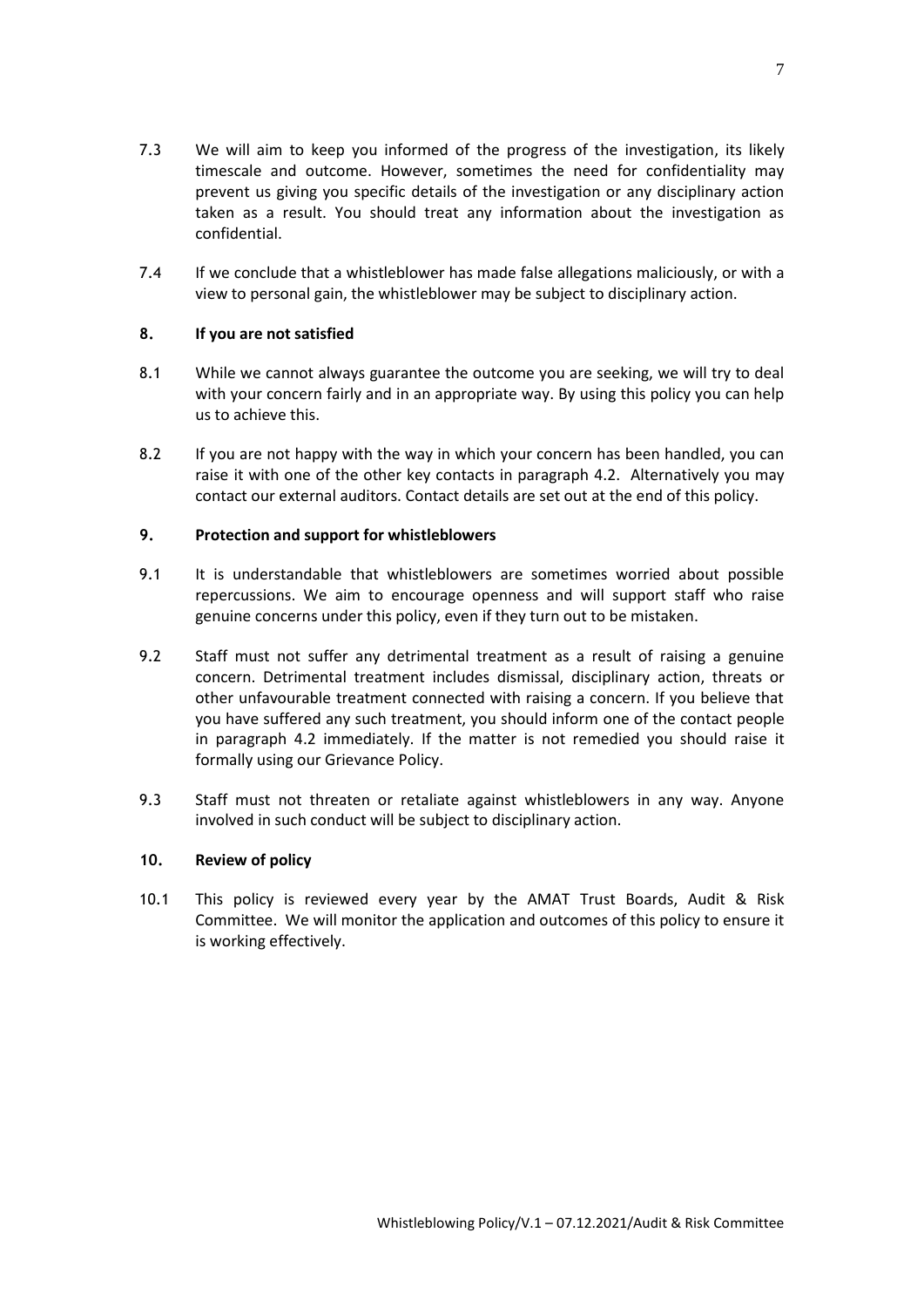7.3 We will aim to keep you informed of the progress of the investigation, its likely timescale and outcome. However, sometimes the need for confidentiality may prevent us giving you specific details of the investigation or any disciplinary action taken as a result. You should treat any information about the investigation as confidential.

7.4 If we conclude that a whistleblower has made false allegations maliciously, or with a view to personal gain, the whistleblower may be subject to disciplinary action.

## 8. If you are not satisfied

8.1 While we cannot always guarantee the outcome you are seeking, we will try to deal with your concern fairly and in an appropriate way. By using this policy you can help us to achieve this.

8.2 If you are not happy with the way in which your concern has been handled, you can raise it with one of the other key contacts in paragraph 4.2. Alternatively you may contact our external auditors. Contact details are set out at the end of this policy.

## 9. Protection and support for whistleblowers

9.1 It is understandable that whistleblowers are sometimes worried about possible repercussions. We aim to encourage openness and will support staff who raise genuine concerns under this policy, even if they turn out to be mistaken.

9.2 Staff must not suffer any detrimental treatment as a result of raising a genuine concern. Detrimental treatment includes dismissal, disciplinary action, threats or other unfavourable treatment connected with raising a concern. If you believe that you have suffered any such treatment, you should inform one of the contact people in paragraph 4.2 immediately. If the matter is not remedied you should raise it formally using our Grievance Policy.

9.3 Staff must not threaten or retaliate against whistleblowers in any way. Anyone involved in such conduct will be subject to disciplinary action.

## 10. Review of policy

10.1 This policy is reviewed every year by the AMAT Trust Boards, Audit & Risk Committee. We will monitor the application and outcomes of this policy to ensure it is working effectively.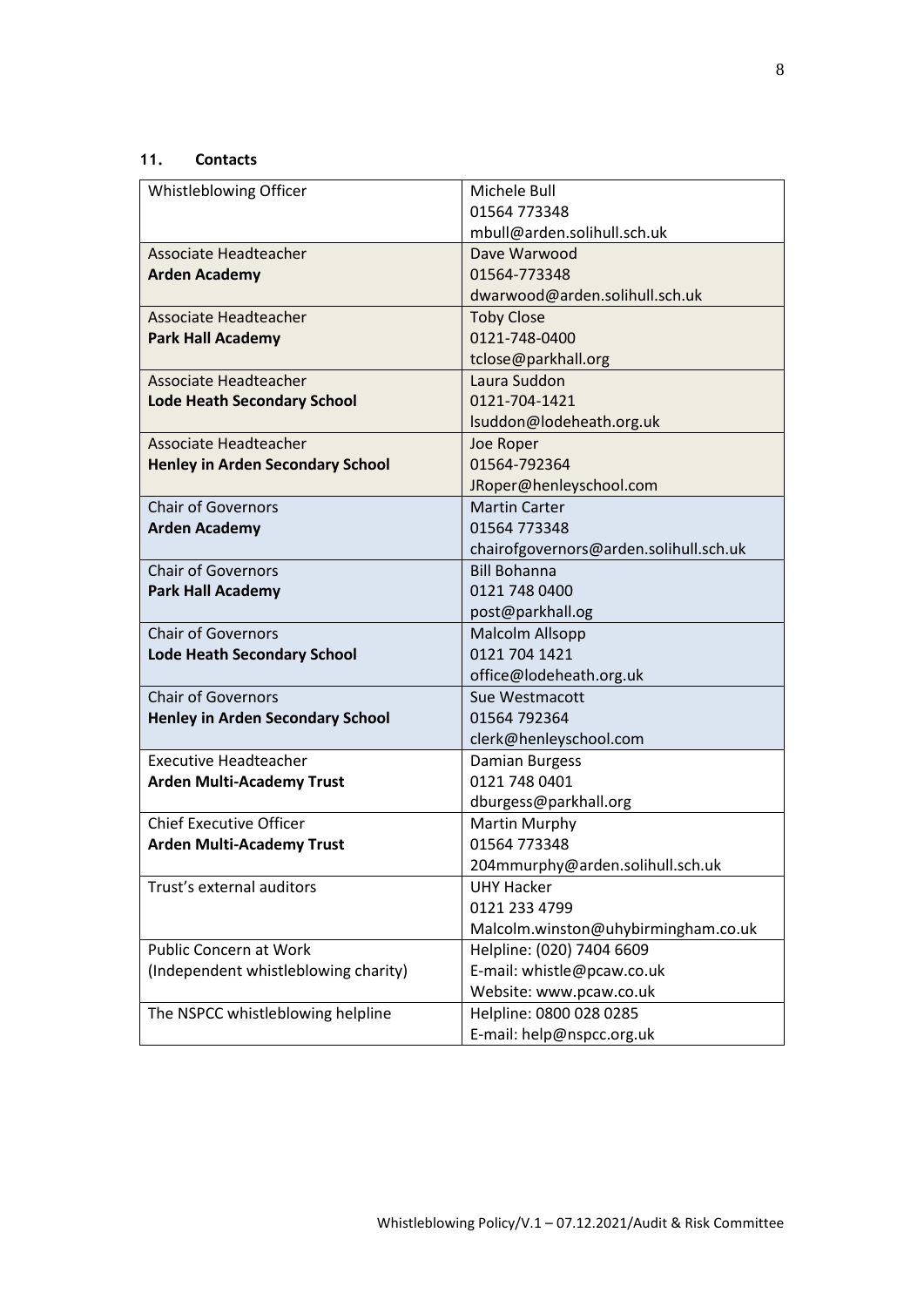## 11. Contacts

| | |
|---|---|
| Whistleblowing Officer | Michele Bull<br>01564 773348<br>mbull@arden.solihull.sch.uk |
| Associate Headteacher<br>**Arden Academy** | Dave Warwood<br>01564-773348<br>dwarwood@arden.solihull.sch.uk |
| Associate Headteacher<br>**Park Hall Academy** | Toby Close<br>0121-748-0400<br>tclose@parkhall.org |
| Associate Headteacher<br>**Lode Heath Secondary School** | Laura Suddon<br>0121-704-1421<br>lsuddon@lodeheath.org.uk |
| Associate Headteacher<br>**Henley in Arden Secondary School** | Joe Roper<br>01564-792364<br>JRoper@henleyschool.com |
| Chair of Governors<br>**Arden Academy** | Martin Carter<br>01564 773348<br>chairofgovernors@arden.solihull.sch.uk |
| Chair of Governors<br>**Park Hall Academy** | Bill Bohanna<br>0121 748 0400<br>post@parkhall.og |
| Chair of Governors<br>**Lode Heath Secondary School** | Malcolm Allsopp<br>0121 704 1421<br>office@lodeheath.org.uk |
| Chair of Governors<br>**Henley in Arden Secondary School** | Sue Westmacott<br>01564 792364<br>clerk@henleyschool.com |
| Executive Headteacher<br>**Arden Multi-Academy Trust** | Damian Burgess<br>0121 748 0401<br>dburgess@parkhall.org |
| Chief Executive Officer<br>**Arden Multi-Academy Trust** | Martin Murphy<br>01564 773348<br>204mmurphy@arden.solihull.sch.uk |
| Trust's external auditors | UHY Hacker<br>0121 233 4799<br>Malcolm.winston@uhybirmingham.co.uk |
| Public Concern at Work<br>(Independent whistleblowing charity) | Helpline: (020) 7404 6609<br>E-mail: whistle@pcaw.co.uk<br>Website: www.pcaw.co.uk |
| The NSPCC whistleblowing helpline | Helpline: 0800 028 0285<br>E-mail: help@nspcc.org.uk |

Whistleblowing Policy/V.1 – 07.12.2021/Audit & Risk Committee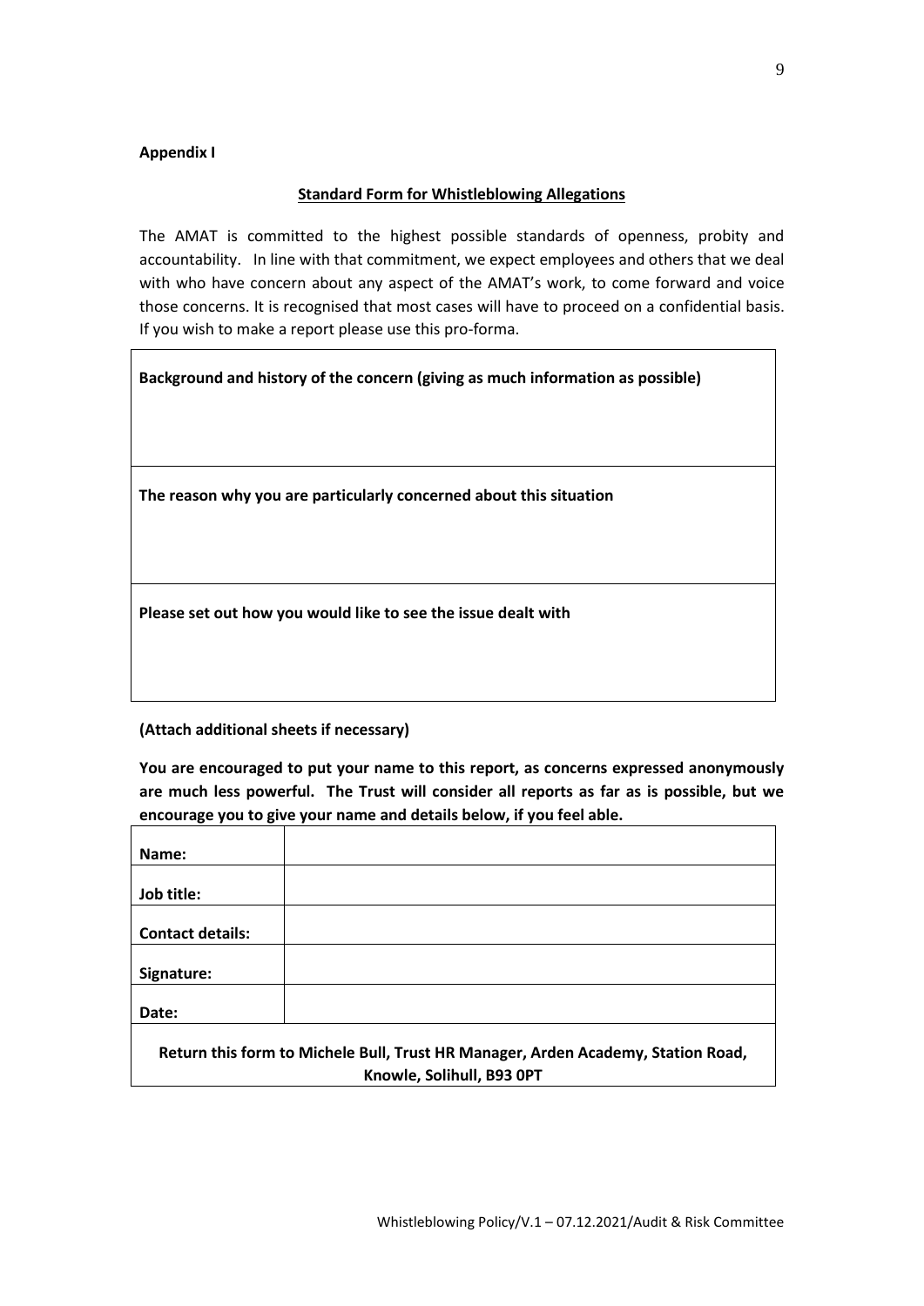**Appendix I**

**Standard Form for Whistleblowing Allegations**

The AMAT is committed to the highest possible standards of openness, probity and accountability. In line with that commitment, we expect employees and others that we deal with who have concern about any aspect of the AMAT's work, to come forward and voice those concerns. It is recognised that most cases will have to proceed on a confidential basis. If you wish to make a report please use this pro-forma.

| |
|---|
| **Background and history of the concern (giving as much information as possible)** |
| **The reason why you are particularly concerned about this situation** |
| **Please set out how you would like to see the issue dealt with** |

**(Attach additional sheets if necessary)**

**You are encouraged to put your name to this report, as concerns expressed anonymously are much less powerful. The Trust will consider all reports as far as is possible, but we encourage you to give your name and details below, if you feel able.**

| | |
|---|---|
| **Name:** | |
| **Job title:** | |
| **Contact details:** | |
| **Signature:** | |
| **Date:** | |
| **Return this form to Michele Bull, Trust HR Manager, Arden Academy, Station Road, Knowle, Solihull, B93 0PT** | |